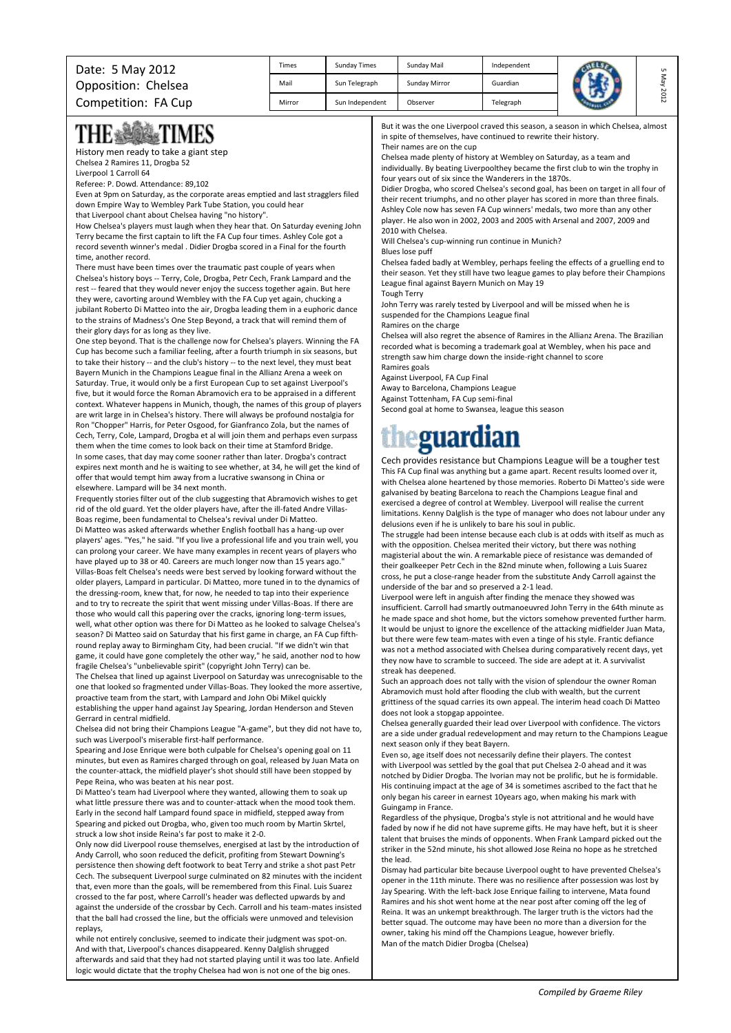Date: 5 May 2012
Opposition: Chelsea
Competition: FA Cup

| | | | |
|---|---|---|---|
| Times | Sunday Times | Sunday Mail | Independent |
| Mail | Sun Telegraph | Sunday Mirror | Guardian |
| Mirror | Sun Independent | Observer | Telegraph |

# THE TIMES

History men ready to take a giant step

Chelsea 2 Ramires 11, Drogba 52
Liverpool 1 Carroll 64
Referee: P. Dowd. Attendance: 89,102

Even at 9pm on Saturday, as the corporate areas emptied and last stragglers filed down Empire Way to Wembley Park Tube Station, you could hear that Liverpool chant about Chelsea having "no history".

How Chelsea's players must laugh when they hear that. On Saturday evening John Terry became the first captain to lift the FA Cup four times. Ashley Cole got a record seventh winner's medal . Didier Drogba scored in a Final for the fourth time, another record.

There must have been times over the traumatic past couple of years when Chelsea's history boys -- Terry, Cole, Drogba, Petr Cech, Frank Lampard and the rest -- feared that they would never enjoy the success together again. But here they were, cavorting around Wembley with the FA Cup yet again, chucking a jubilant Roberto Di Matteo into the air, Drogba leading them in a euphoric dance to the strains of Madness's One Step Beyond, a track that will remind them of their glory days for as long as they live.

One step beyond. That is the challenge now for Chelsea's players. Winning the FA Cup has become such a familiar feeling, after a fourth triumph in six seasons, but to take their history -- and the club's history -- to the next level, they must beat Bayern Munich in the Champions League final in the Allianz Arena a week on Saturday. True, it would only be a first European Cup to set against Liverpool's five, but it would force the Roman Abramovich era to be appraised in a different context. Whatever happens in Munich, though, the names of this group of players are writ large in in Chelsea's history. There will always be profound nostalgia for Ron "Chopper" Harris, for Peter Osgood, for Gianfranco Zola, but the names of Cech, Terry, Cole, Lampard, Drogba et al will join them and perhaps even surpass them when the time comes to look back on their time at Stamford Bridge.

In some cases, that day may come sooner rather than later. Drogba's contract expires next month and he is waiting to see whether, at 34, he will get the kind of offer that would tempt him away from a lucrative swansong in China or elsewhere. Lampard will be 34 next month.

Frequently stories filter out of the club suggesting that Abramovich wishes to get rid of the old guard. Yet the older players have, after the ill-fated Andre Villas-Boas regime, been fundamental to Chelsea's revival under Di Matteo.

Di Matteo was asked afterwards whether English football has a hang-up over players' ages. "Yes," he said. "If you live a professional life and you train well, you can prolong your career. We have many examples in recent years of players who have played up to 38 or 40. Careers are much longer now than 15 years ago."

Villas-Boas felt Chelsea's needs were best served by looking forward without the older players, Lampard in particular. Di Matteo, more tuned in to the dynamics of the dressing-room, knew that, for now, he needed to tap into their experience and to try to recreate the spirit that went missing under Villas-Boas. If there are those who would call this papering over the cracks, ignoring long-term issues, well, what other option was there for Di Matteo as he looked to salvage Chelsea's season? Di Matteo said on Saturday that his first game in charge, an FA Cup fifth-round replay away to Birmingham City, had been crucial. "If we didn't win that game, it could have gone completely the other way," he said, another nod to how fragile Chelsea's "unbelievable spirit" (copyright John Terry) can be.

The Chelsea that lined up against Liverpool on Saturday was unrecognisable to the one that looked so fragmented under Villas-Boas. They looked the more assertive, proactive team from the start, with Lampard and John Obi Mikel quickly establishing the upper hand against Jay Spearing, Jordan Henderson and Steven Gerrard in central midfield.

Chelsea did not bring their Champions League "A-game", but they did not have to, such was Liverpool's miserable first-half performance.

Spearing and Jose Enrique were both culpable for Chelsea's opening goal on 11 minutes, but even as Ramires charged through on goal, released by Juan Mata on the counter-attack, the midfield player's shot should still have been stopped by Pepe Reina, who was beaten at his near post.

Di Matteo's team had Liverpool where they wanted, allowing them to soak up what little pressure there was and to counter-attack when the mood took them. Early in the second half Lampard found space in midfield, stepped away from Spearing and picked out Drogba, who, given too much room by Martin Skrtel, struck a low shot inside Reina's far post to make it 2-0.

Only now did Liverpool rouse themselves, energised at last by the introduction of Andy Carroll, who soon reduced the deficit, profiting from Stewart Downing's persistence then showing deft footwork to beat Terry and strike a shot past Petr Cech. The subsequent Liverpool surge culminated on 82 minutes with the incident that, even more than the goals, will be remembered from this Final. Luis Suarez crossed to the far post, where Carroll's header was deflected upwards by and against the underside of the crossbar by Cech. Carroll and his team-mates insisted that the ball had crossed the line, but the officials were unmoved and television replays,

while not entirely conclusive, seemed to indicate their judgment was spot-on. And with that, Liverpool's chances disappeared. Kenny Dalglish shrugged afterwards and said that they had not started playing until it was too late. Anfield logic would dictate that the trophy Chelsea had won is not one of the big ones.

But it was the one Liverpool craved this season, a season in which Chelsea, almost in spite of themselves, have continued to rewrite their history.

Their names are on the cup

Chelsea made plenty of history at Wembley on Saturday, as a team and individually. By beating Liverpoolthey became the first club to win the trophy in four years out of six since the Wanderers in the 1870s.

Didier Drogba, who scored Chelsea's second goal, has been on target in all four of their recent triumphs, and no other player has scored in more than three finals. Ashley Cole now has seven FA Cup winners' medals, two more than any other player. He also won in 2002, 2003 and 2005 with Arsenal and 2007, 2009 and 2010 with Chelsea.

Will Chelsea's cup-winning run continue in Munich?

Blues lose puff

Chelsea faded badly at Wembley, perhaps feeling the effects of a gruelling end to their season. Yet they still have two league games to play before their Champions League final against Bayern Munich on May 19

Tough Terry

John Terry was rarely tested by Liverpool and will be missed when he is suspended for the Champions League final

Ramires on the charge

Chelsea will also regret the absence of Ramires in the Allianz Arena. The Brazilian recorded what is becoming a trademark goal at Wembley, when his pace and strength saw him charge down the inside-right channel to score

Ramires goals

Against Liverpool, FA Cup Final
Away to Barcelona, Champions League
Against Tottenham, FA Cup semi-final
Second goal at home to Swansea, league this season

# theguardian

Cech provides resistance but Champions League will be a tougher test

This FA Cup final was anything but a game apart. Recent results loomed over it, with Chelsea alone heartened by those memories. Roberto Di Matteo's side were galvanised by beating Barcelona to reach the Champions League final and exercised a degree of control at Wembley. Liverpool will realise the current limitations. Kenny Dalglish is the type of manager who does not labour under any delusions even if he is unlikely to bare his soul in public.

The struggle had been intense because each club is at odds with itself as much as with the opposition. Chelsea merited their victory, but there was nothing magisterial about the win. A remarkable piece of resistance was demanded of their goalkeeper Petr Cech in the 82nd minute when, following a Luis Suarez cross, he put a close-range header from the substitute Andy Carroll against the underside of the bar and so preserved a 2-1 lead.

Liverpool were left in anguish after finding the menace they showed was insufficient. Carroll had smartly outmanoeuvred John Terry in the 64th minute as he made space and shot home, but the victors somehow prevented further harm. It would be unjust to ignore the excellence of the attacking midfielder Juan Mata, but there were few team-mates with even a tinge of his style. Frantic defiance was not a method associated with Chelsea during comparatively recent days, yet they now have to scramble to succeed. The side are adept at it. A survivalist streak has deepened.

Such an approach does not tally with the vision of splendour the owner Roman Abramovich must hold after flooding the club with wealth, but the current grittiness of the squad carries its own appeal. The interim head coach Di Matteo does not look a stopgap appointee.

Chelsea generally guarded their lead over Liverpool with confidence. The victors are a side under gradual redevelopment and may return to the Champions League next season only if they beat Bayern.

Even so, age itself does not necessarily define their players. The contest with Liverpool was settled by the goal that put Chelsea 2-0 ahead and it was notched by Didier Drogba. The Ivorian may not be prolific, but he is formidable. His continuing impact at the age of 34 is sometimes ascribed to the fact that he only began his career in earnest 10years ago, when making his mark with Guingamp in France.

Regardless of the physique, Drogba's style is not attritional and he would have faded by now if he did not have supreme gifts. He may have heft, but it is sheer talent that bruises the minds of opponents. When Frank Lampard picked out the striker in the 52nd minute, his shot allowed Jose Reina no hope as he stretched the lead.

Dismay had particular bite because Liverpool ought to have prevented Chelsea's opener in the 11th minute. There was no resilience after possession was lost by Jay Spearing. With the left-back Jose Enrique failing to intervene, Mata found Ramires and his shot went home at the near post after coming off the leg of Reina. It was an unkempt breakthrough. The larger truth is the victors had the better squad. The outcome may have been no more than a diversion for the owner, taking his mind off the Champions League, however briefly.

Man of the match Didier Drogba (Chelsea)

*Compiled by Graeme Riley*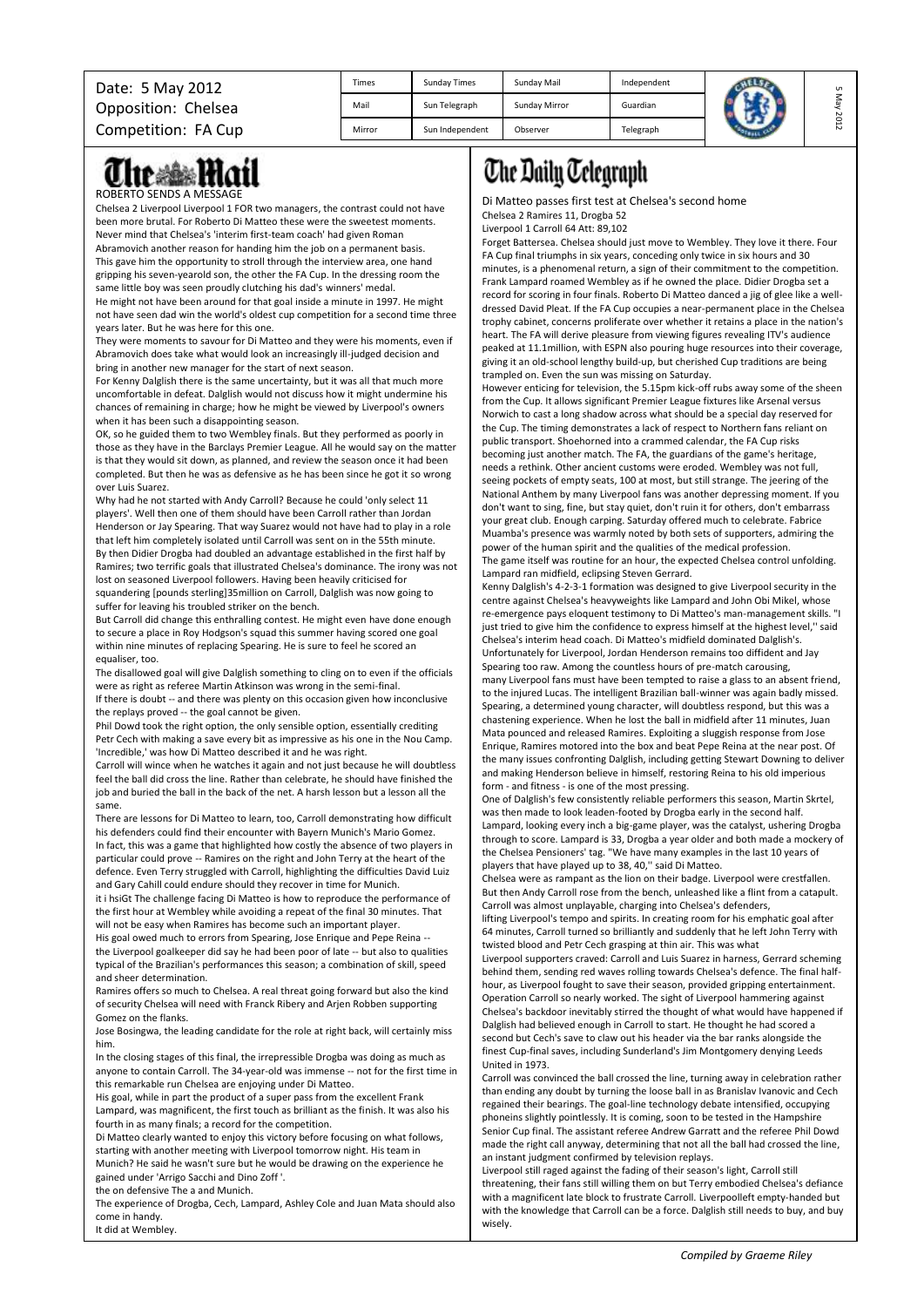Date: 5 May 2012
Opposition: Chelsea
Competition: FA Cup

| | | | |
|---|---|---|---|
| Times | Sunday Times | Sunday Mail | Independent |
| Mail | Sun Telegraph | Sunday Mirror | Guardian |
| Mirror | Sun Independent | Observer | Telegraph |

# The Mail

ROBERTO SENDS A MESSAGE

Chelsea 2 Liverpool Liverpool 1 FOR two managers, the contrast could not have been more brutal. For Roberto Di Matteo these were the sweetest moments. Never mind that Chelsea's 'interim first-team coach' had given Roman Abramovich another reason for handing him the job on a permanent basis. This gave him the opportunity to stroll through the interview area, one hand gripping his seven-yearold son, the other the FA Cup. In the dressing room the same little boy was seen proudly clutching his dad's winners' medal.

He might not have been around for that goal inside a minute in 1997. He might not have seen dad win the world's oldest cup competition for a second time three years later. But he was here for this one.

They were moments to savour for Di Matteo and they were his moments, even if Abramovich does take what would look an increasingly ill-judged decision and bring in another new manager for the start of next season.

For Kenny Dalglish there is the same uncertainty, but it was all that much more uncomfortable in defeat. Dalglish would not discuss how it might undermine his chances of remaining in charge; how he might be viewed by Liverpool's owners when it has been such a disappointing season.

OK, so he guided them to two Wembley finals. But they performed as poorly in those as they have in the Barclays Premier League. All he would say on the matter is that they would sit down, as planned, and review the season once it had been completed. But then he was as defensive as he has been since he got it so wrong over Luis Suarez.

Why had he not started with Andy Carroll? Because he could 'only select 11 players'. Well then one of them should have been Carroll rather than Jordan Henderson or Jay Spearing. That way Suarez would not have had to play in a role that left him completely isolated until Carroll was sent on in the 55th minute.

By then Didier Drogba had doubled an advantage established in the first half by Ramires; two terrific goals that illustrated Chelsea's dominance. The irony was not lost on seasoned Liverpool followers. Having been heavily criticised for squandering [pounds sterling]35million on Carroll, Dalglish was now going to suffer for leaving his troubled striker on the bench.

But Carroll did change this enthralling contest. He might even have done enough to secure a place in Roy Hodgson's squad this summer having scored one goal within nine minutes of replacing Spearing. He is sure to feel he scored an equaliser, too.

The disallowed goal will give Dalglish something to cling on to even if the officials were as right as referee Martin Atkinson was wrong in the semi-final.

If there is doubt -- and there was plenty on this occasion given how inconclusive the replays proved -- the goal cannot be given.

Phil Dowd took the right option, the only sensible option, essentially crediting Petr Cech with making a save every bit as impressive as his one in the Nou Camp. 'Incredible,' was how Di Matteo described it and he was right.

Carroll will wince when he watches it again and not just because he will doubtless feel the ball did cross the line. Rather than celebrate, he should have finished the job and buried the ball in the back of the net. A harsh lesson but a lesson all the same.

There are lessons for Di Matteo to learn, too, Carroll demonstrating how difficult his defenders could find their encounter with Bayern Munich's Mario Gomez.

In fact, this was a game that highlighted how costly the absence of two players in particular could prove -- Ramires on the right and John Terry at the heart of the defence. Even Terry struggled with Carroll, highlighting the difficulties David Luiz and Gary Cahill could endure should they recover in time for Munich.

it i hsiGt The challenge facing Di Matteo is how to reproduce the performance of the first hour at Wembley while avoiding a repeat of the final 30 minutes. That will not be easy when Ramires has become such an important player.

His goal owed much to errors from Spearing, Jose Enrique and Pepe Reina -- the Liverpool goalkeeper did say he had been poor of late -- but also to qualities typical of the Brazilian's performances this season; a combination of skill, speed and sheer determination.

Ramires offers so much to Chelsea. A real threat going forward but also the kind of security Chelsea will need with Franck Ribery and Arjen Robben supporting Gomez on the flanks.

Jose Bosingwa, the leading candidate for the role at right back, will certainly miss him.

In the closing stages of this final, the irrepressible Drogba was doing as much as anyone to contain Carroll. The 34-year-old was immense -- not for the first time in this remarkable run Chelsea are enjoying under Di Matteo.

His goal, while in part the product of a super pass from the excellent Frank Lampard, was magnificent, the first touch as brilliant as the finish. It was also his fourth in as many finals; a record for the competition.

Di Matteo clearly wanted to enjoy this victory before focusing on what follows, starting with another meeting with Liverpool tomorrow night. His team in Munich? He said he wasn't sure but he would be drawing on the experience he gained under 'Arrigo Sacchi and Dino Zoff '.

the on defensive The a and Munich.

The experience of Drogba, Cech, Lampard, Ashley Cole and Juan Mata should also come in handy.

It did at Wembley.

# The Daily Telegraph

Di Matteo passes first test at Chelsea's second home

Chelsea 2 Ramires 11, Drogba 52

Liverpool 1 Carroll 64 Att: 89,102

Forget Battersea. Chelsea should just move to Wembley. They love it there. Four FA Cup final triumphs in six years, conceding only twice in six hours and 30 minutes, is a phenomenal return, a sign of their commitment to the competition. Frank Lampard roamed Wembley as if he owned the place. Didier Drogba set a record for scoring in four finals. Roberto Di Matteo danced a jig of glee like a well-dressed David Pleat. If the FA Cup occupies a near-permanent place in the Chelsea trophy cabinet, concerns proliferate over whether it retains a place in the nation's heart. The FA will derive pleasure from viewing figures revealing ITV's audience peaked at 11.1million, with ESPN also pouring huge resources into their coverage, giving it an old-school lengthy build-up, but cherished Cup traditions are being trampled on. Even the sun was missing on Saturday.

However enticing for television, the 5.15pm kick-off rubs away some of the sheen from the Cup. It allows significant Premier League fixtures like Arsenal versus Norwich to cast a long shadow across what should be a special day reserved for the Cup. The timing demonstrates a lack of respect to Northern fans reliant on public transport. Shoehorned into a crammed calendar, the FA Cup risks becoming just another match. The FA, the guardians of the game's heritage, needs a rethink. Other ancient customs were eroded. Wembley was not full, seeing pockets of empty seats, 100 at most, but still strange. The jeering of the National Anthem by many Liverpool fans was another depressing moment. If you don't want to sing, fine, but stay quiet, don't ruin it for others, don't embarrass your great club. Enough carping. Saturday offered much to celebrate. Fabrice Muamba's presence was warmly noted by both sets of supporters, admiring the power of the human spirit and the qualities of the medical profession.

The game itself was routine for an hour, the expected Chelsea control unfolding. Lampard ran midfield, eclipsing Steven Gerrard.

Kenny Dalglish's 4-2-3-1 formation was designed to give Liverpool security in the centre against Chelsea's heavyweights like Lampard and John Obi Mikel, whose re-emergence pays eloquent testimony to Di Matteo's man-management skills. "I just tried to give him the confidence to express himself at the highest level,'' said Chelsea's interim head coach. Di Matteo's midfield dominated Dalglish's.

Unfortunately for Liverpool, Jordan Henderson remains too diffident and Jay Spearing too raw. Among the countless hours of pre-match carousing,

many Liverpool fans must have been tempted to raise a glass to an absent friend, to the injured Lucas. The intelligent Brazilian ball-winner was again badly missed. Spearing, a determined young character, will doubtless respond, but this was a chastening experience. When he lost the ball in midfield after 11 minutes, Juan Mata pounced and released Ramires. Exploiting a sluggish response from Jose Enrique, Ramires motored into the box and beat Pepe Reina at the near post. Of the many issues confronting Dalglish, including getting Stewart Downing to deliver and making Henderson believe in himself, restoring Reina to his old imperious form - and fitness - is one of the most pressing.

One of Dalglish's few consistently reliable performers this season, Martin Skrtel, was then made to look leaden-footed by Drogba early in the second half. Lampard, looking every inch a big-game player, was the catalyst, ushering Drogba through to score. Lampard is 33, Drogba a year older and both made a mockery of the Chelsea Pensioners' tag. "We have many examples in the last 10 years of players that have played up to 38, 40,'' said Di Matteo.

Chelsea were as rampant as the lion on their badge. Liverpool were crestfallen. But then Andy Carroll rose from the bench, unleashed like a flint from a catapult. Carroll was almost unplayable, charging into Chelsea's defenders,

lifting Liverpool's tempo and spirits. In creating room for his emphatic goal after 64 minutes, Carroll turned so brilliantly and suddenly that he left John Terry with twisted blood and Petr Cech grasping at thin air. This was what

Liverpool supporters craved: Carroll and Luis Suarez in harness, Gerrard scheming behind them, sending red waves rolling towards Chelsea's defence. The final half-hour, as Liverpool fought to save their season, provided gripping entertainment. Operation Carroll so nearly worked. The sight of Liverpool hammering against Chelsea's backdoor inevitably stirred the thought of what would have happened if Dalglish had believed enough in Carroll to start. He thought he had scored a second but Cech's save to claw out his header via the bar ranks alongside the finest Cup-final saves, including Sunderland's Jim Montgomery denying Leeds United in 1973.

Carroll was convinced the ball crossed the line, turning away in celebration rather than ending any doubt by turning the loose ball in as Branislav Ivanovic and Cech regained their bearings. The goal-line technology debate intensified, occupying phoneins slightly pointlessly. It is coming, soon to be tested in the Hampshire Senior Cup final. The assistant referee Andrew Garratt and the referee Phil Dowd made the right call anyway, determining that not all the ball had crossed the line, an instant judgment confirmed by television replays.

Liverpool still raged against the fading of their season's light, Carroll still threatening, their fans still willing them on but Terry embodied Chelsea's defiance with a magnificent late block to frustrate Carroll. Liverpoolleft empty-handed but with the knowledge that Carroll can be a force. Dalglish still needs to buy, and buy wisely.

*Compiled by Graeme Riley*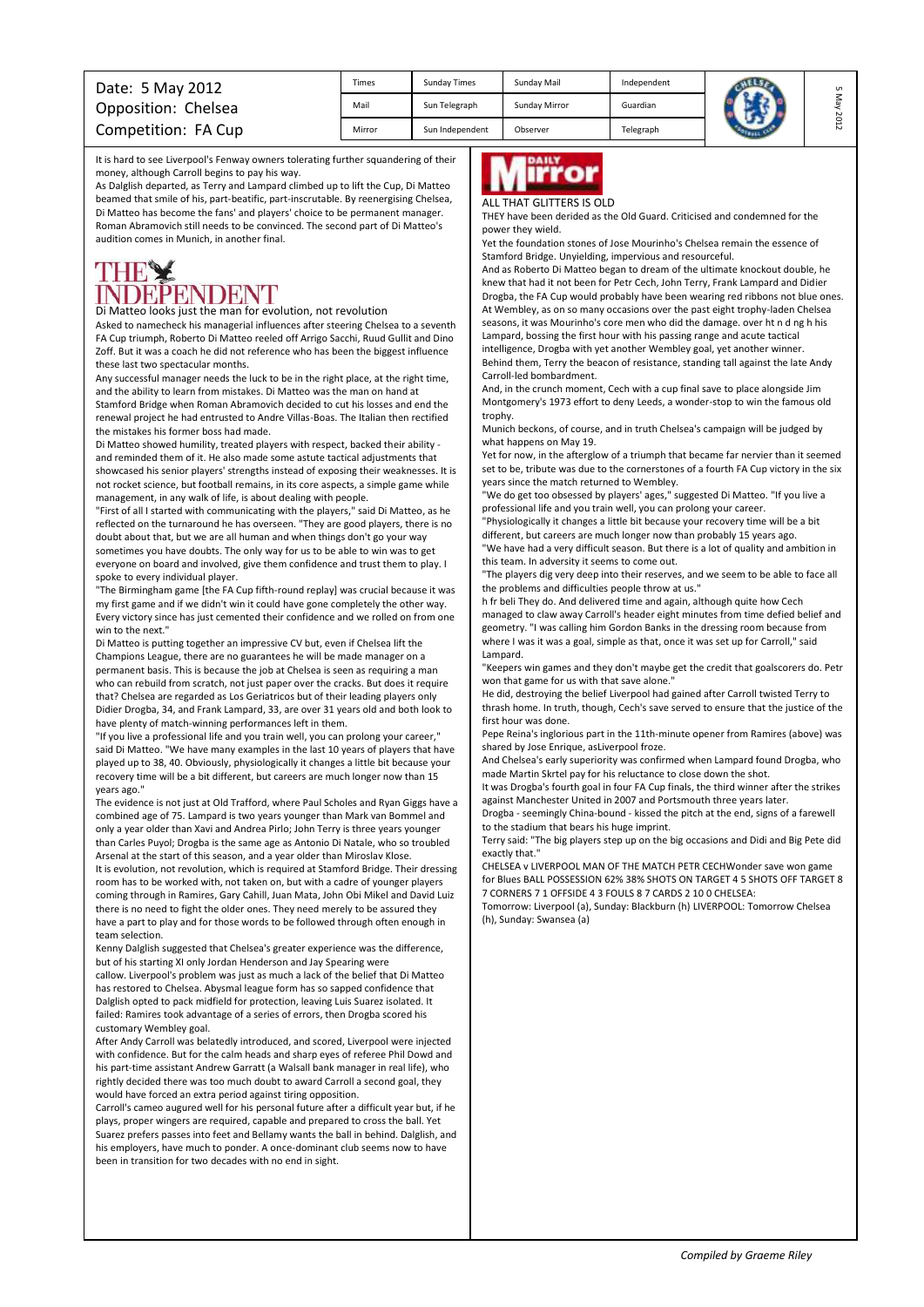| | | | | |
|---|---|---|---|---|
| Date: 5 May 2012 | Times | Sunday Times | Sunday Mail | Independent |
| Opposition: Chelsea | Mail | Sun Telegraph | Sunday Mirror | Guardian |
| Competition: FA Cup | Mirror | Sun Independent | Observer | Telegraph |

It is hard to see Liverpool's Fenway owners tolerating further squandering of their money, although Carroll begins to pay his way.

As Dalglish departed, as Terry and Lampard climbed up to lift the Cup, Di Matteo beamed that smile of his, part-beatific, part-inscrutable. By reenergising Chelsea, Di Matteo has become the fans' and players' choice to be permanent manager. Roman Abramovich still needs to be convinced. The second part of Di Matteo's audition comes in Munich, in another final.

# THE INDEPENDENT

## Di Matteo looks just the man for evolution, not revolution

Asked to namecheck his managerial influences after steering Chelsea to a seventh FA Cup triumph, Roberto Di Matteo reeled off Arrigo Sacchi, Ruud Gullit and Dino Zoff. But it was a coach he did not reference who has been the biggest influence these last two spectacular months.

Any successful manager needs the luck to be in the right place, at the right time, and the ability to learn from mistakes. Di Matteo was the man on hand at Stamford Bridge when Roman Abramovich decided to cut his losses and end the renewal project he had entrusted to Andre Villas-Boas. The Italian then rectified the mistakes his former boss had made.

Di Matteo showed humility, treated players with respect, backed their ability - and reminded them of it. He also made some astute tactical adjustments that showcased his senior players' strengths instead of exposing their weaknesses. It is not rocket science, but football remains, in its core aspects, a simple game while management, in any walk of life, is about dealing with people.

"First of all I started with communicating with the players," said Di Matteo, as he reflected on the turnaround he has overseen. "They are good players, there is no doubt about that, but we are all human and when things don't go your way sometimes you have doubts. The only way for us to be able to win was to get everyone on board and involved, give them confidence and trust them to play. I spoke to every individual player.

"The Birmingham game [the FA Cup fifth-round replay] was crucial because it was my first game and if we didn't win it could have gone completely the other way. Every victory since has just cemented their confidence and we rolled on from one win to the next."

Di Matteo is putting together an impressive CV but, even if Chelsea lift the Champions League, there are no guarantees he will be made manager on a permanent basis. This is because the job at Chelsea is seen as requiring a man who can rebuild from scratch, not just paper over the cracks. But does it require that? Chelsea are regarded as Los Geriatricos but of their leading players only Didier Drogba, 34, and Frank Lampard, 33, are over 31 years old and both look to have plenty of match-winning performances left in them.

"If you live a professional life and you train well, you can prolong your career," said Di Matteo. "We have many examples in the last 10 years of players that have played up to 38, 40. Obviously, physiologically it changes a little bit because your recovery time will be a bit different, but careers are much longer now than 15 years ago."

The evidence is not just at Old Trafford, where Paul Scholes and Ryan Giggs have a combined age of 75. Lampard is two years younger than Mark van Bommel and only a year older than Xavi and Andrea Pirlo; John Terry is three years younger than Carles Puyol; Drogba is the same age as Antonio Di Natale, who so troubled Arsenal at the start of this season, and a year older than Miroslav Klose.

It is evolution, not revolution, which is required at Stamford Bridge. Their dressing room has to be worked with, not taken on, but with a cadre of younger players coming through in Ramires, Gary Cahill, Juan Mata, John Obi Mikel and David Luiz there is no need to fight the older ones. They need merely to be assured they have a part to play and for those words to be followed through often enough in team selection.

Kenny Dalglish suggested that Chelsea's greater experience was the difference, but of his starting XI only Jordan Henderson and Jay Spearing were callow. Liverpool's problem was just as much a lack of the belief that Di Matteo has restored to Chelsea. Abysmal league form has so sapped confidence that Dalglish opted to pack midfield for protection, leaving Luis Suarez isolated. It failed: Ramires took advantage of a series of errors, then Drogba scored his customary Wembley goal.

After Andy Carroll was belatedly introduced, and scored, Liverpool were injected with confidence. But for the calm heads and sharp eyes of referee Phil Dowd and his part-time assistant Andrew Garratt (a Walsall bank manager in real life), who rightly decided there was too much doubt to award Carroll a second goal, they would have forced an extra period against tiring opposition.

Carroll's cameo augured well for his personal future after a difficult year but, if he plays, proper wingers are required, capable and prepared to cross the ball. Yet Suarez prefers passes into feet and Bellamy wants the ball in behind. Dalglish, and his employers, have much to ponder. A once-dominant club seems now to have been in transition for two decades with no end in sight.

# DAILY Mirror

## ALL THAT GLITTERS IS OLD

THEY have been derided as the Old Guard. Criticised and condemned for the power they wield.

Yet the foundation stones of Jose Mourinho's Chelsea remain the essence of Stamford Bridge. Unyielding, impervious and resourceful.

And as Roberto Di Matteo began to dream of the ultimate knockout double, he knew that had it not been for Petr Cech, John Terry, Frank Lampard and Didier Drogba, the FA Cup would probably have been wearing red ribbons not blue ones.

At Wembley, as on so many occasions over the past eight trophy-laden Chelsea seasons, it was Mourinho's core men who did the damage. over ht n d ng h his Lampard, bossing the first hour with his passing range and acute tactical intelligence, Drogba with yet another Wembley goal, yet another winner.

Behind them, Terry the beacon of resistance, standing tall against the late Andy Carroll-led bombardment.

And, in the crunch moment, Cech with a cup final save to place alongside Jim Montgomery's 1973 effort to deny Leeds, a wonder-stop to win the famous old trophy.

Munich beckons, of course, and in truth Chelsea's campaign will be judged by what happens on May 19.

Yet for now, in the afterglow of a triumph that became far nervier than it seemed set to be, tribute was due to the cornerstones of a fourth FA Cup victory in the six years since the match returned to Wembley.

"We do get too obsessed by players' ages," suggested Di Matteo. "If you live a professional life and you train well, you can prolong your career.

"Physiologically it changes a little bit because your recovery time will be a bit different, but careers are much longer now than probably 15 years ago.

"We have had a very difficult season. But there is a lot of quality and ambition in this team. In adversity it seems to come out.

"The players dig very deep into their reserves, and we seem to be able to face all the problems and difficulties people throw at us."

h fr beli They do. And delivered time and again, although quite how Cech managed to claw away Carroll's header eight minutes from time defied belief and geometry. "I was calling him Gordon Banks in the dressing room because from where I was it was a goal, simple as that, once it was set up for Carroll," said Lampard.

"Keepers win games and they don't maybe get the credit that goalscorers do. Petr won that game for us with that save alone."

He did, destroying the belief Liverpool had gained after Carroll twisted Terry to thrash home. In truth, though, Cech's save served to ensure that the justice of the first hour was done.

Pepe Reina's inglorious part in the 11th-minute opener from Ramires (above) was shared by Jose Enrique, asLiverpool froze.

And Chelsea's early superiority was confirmed when Lampard found Drogba, who made Martin Skrtel pay for his reluctance to close down the shot.

It was Drogba's fourth goal in four FA Cup finals, the third winner after the strikes against Manchester United in 2007 and Portsmouth three years later.

Drogba - seemingly China-bound - kissed the pitch at the end, signs of a farewell to the stadium that bears his huge imprint.

Terry said: "The big players step up on the big occasions and Didi and Big Pete did exactly that."

CHELSEA v LIVERPOOL MAN OF THE MATCH PETR CECHWonder save won game for Blues BALL POSSESSION 62% 38% SHOTS ON TARGET 4 5 SHOTS OFF TARGET 8 7 CORNERS 7 1 OFFSIDE 4 3 FOULS 8 7 CARDS 2 10 0 CHELSEA:

Tomorrow: Liverpool (a), Sunday: Blackburn (h) LIVERPOOL: Tomorrow Chelsea (h), Sunday: Swansea (a)

*Compiled by Graeme Riley*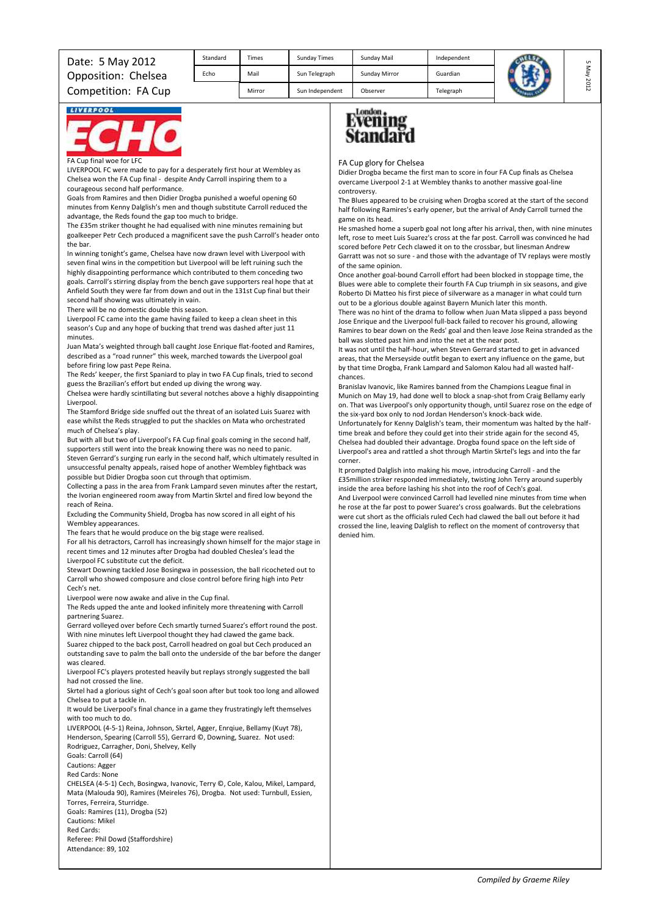Date: 5 May 2012
Opposition: Chelsea
Competition: FA Cup

| Standard | Times | Sunday Times | Sunday Mail | Independent |
|---|---|---|---|---|
| Echo | Mail | Sun Telegraph | Sunday Mirror | Guardian |
| | Mirror | Sun Independent | Observer | Telegraph |

5 May 2012

**LIVERPOOL ECHO**

FA Cup final woe for LFC

LIVERPOOL FC were made to pay for a desperately first hour at Wembley as Chelsea won the FA Cup final - despite Andy Carroll inspiring them to a courageous second half performance.

Goals from Ramires and then Didier Drogba punished a woeful opening 60 minutes from Kenny Dalglish's men and though substitute Carroll reduced the advantage, the Reds found the gap too much to bridge.

The £35m striker thought he had equalised with nine minutes remaining but goalkeeper Petr Cech produced a magnificent save the push Carroll's header onto the bar.

In winning tonight's game, Chelsea have now drawn level with Liverpool with seven final wins in the competition but Liverpool will be left ruining such the highly disappointing performance which contributed to them conceding two goals. Carroll's stirring display from the bench gave supporters real hope that at Anfield South they were far from down and out in the 131st Cup final but their second half showing was ultimately in vain.

There will be no domestic double this season.

Liverpool FC came into the game having failed to keep a clean sheet in this season's Cup and any hope of bucking that trend was dashed after just 11 minutes.

Juan Mata's weighted through ball caught Jose Enrique flat-footed and Ramires, described as a "road runner" this week, marched towards the Liverpool goal before firing low past Pepe Reina.

The Reds' keeper, the first Spaniard to play in two FA Cup finals, tried to second guess the Brazilian's effort but ended up diving the wrong way.

Chelsea were hardly scintillating but several notches above a highly disappointing Liverpool.

The Stamford Bridge side snuffed out the threat of an isolated Luis Suarez with ease whilst the Reds struggled to put the shackles on Mata who orchestrated much of Chelsea's play.

But with all but two of Liverpool's FA Cup final goals coming in the second half, supporters still went into the break knowing there was no need to panic.

Steven Gerrard's surging run early in the second half, which ultimately resulted in unsuccessful penalty appeals, raised hope of another Wembley fightback was possible but Didier Drogba soon cut through that optimism.

Collecting a pass in the area from Frank Lampard seven minutes after the restart, the Ivorian engineered room away from Martin Skrtel and fired low beyond the reach of Reina.

Excluding the Community Shield, Drogba has now scored in all eight of his Wembley appearances.

The fears that he would produce on the big stage were realised.

For all his detractors, Carroll has increasingly shown himself for the major stage in recent times and 12 minutes after Drogba had doubled Cheslea's lead the Liverpool FC substitute cut the deficit.

Stewart Downing tackled Jose Bosingwa in possession, the ball ricocheted out to Carroll who showed composure and close control before firing high into Petr Cech's net.

Liverpool were now awake and alive in the Cup final.

The Reds upped the ante and looked infinitely more threatening with Carroll partnering Suarez.

Gerrard volleyed over before Cech smartly turned Suarez's effort round the post.

With nine minutes left Liverpool thought they had clawed the game back.

Suarez chipped to the back post, Carroll headed on goal but Cech produced an outstanding save to palm the ball onto the underside of the bar before the danger was cleared.

Liverpool FC's players protested heavily but replays strongly suggested the ball had not crossed the line.

Skrtel had a glorious sight of Cech's goal soon after but took too long and allowed Chelsea to put a tackle in.

It would be Liverpool's final chance in a game they frustratingly left themselves with too much to do.

LIVERPOOL (4-5-1) Reina, Johnson, Skrtel, Agger, Enrqiue, Bellamy (Kuyt 78), Henderson, Spearing (Carroll 55), Gerrard ©, Downing, Suarez. Not used: Rodriguez, Carragher, Doni, Shelvey, Kelly

Goals: Carroll (64)

Cautions: Agger

Red Cards: None

CHELSEA (4-5-1) Cech, Bosingwa, Ivanovic, Terry ©, Cole, Kalou, Mikel, Lampard, Mata (Malouda 90), Ramires (Meireles 76), Drogba. Not used: Turnbull, Essien, Torres, Ferreira, Sturridge.

Goals: Ramires (11), Drogba (52)

Cautions: Mikel

Red Cards:

Referee: Phil Dowd (Staffordshire)

Attendance: 89, 102

**London Evening Standard**

FA Cup glory for Chelsea

Didier Drogba became the first man to score in four FA Cup finals as Chelsea overcame Liverpool 2-1 at Wembley thanks to another massive goal-line controversy.

The Blues appeared to be cruising when Drogba scored at the start of the second half following Ramires's early opener, but the arrival of Andy Carroll turned the game on its head.

He smashed home a superb goal not long after his arrival, then, with nine minutes left, rose to meet Luis Suarez's cross at the far post. Carroll was convinced he had scored before Petr Cech clawed it on to the crossbar, but linesman Andrew Garratt was not so sure - and those with the advantage of TV replays were mostly of the same opinion.

Once another goal-bound Carroll effort had been blocked in stoppage time, the Blues were able to complete their fourth FA Cup triumph in six seasons, and give Roberto Di Matteo his first piece of silverware as a manager in what could turn out to be a glorious double against Bayern Munich later this month.

There was no hint of the drama to follow when Juan Mata slipped a pass beyond Jose Enrique and the Liverpool full-back failed to recover his ground, allowing Ramires to bear down on the Reds' goal and then leave Jose Reina stranded as the ball was slotted past him and into the net at the near post.

It was not until the half-hour, when Steven Gerrard started to get in advanced areas, that the Merseyside outfit began to exert any influence on the game, but by that time Drogba, Frank Lampard and Salomon Kalou had all wasted half-chances.

Branislav Ivanovic, like Ramires banned from the Champions League final in Munich on May 19, had done well to block a snap-shot from Craig Bellamy early on. That was Liverpool's only opportunity though, until Suarez rose on the edge of the six-yard box only to nod Jordan Henderson's knock-back wide.

Unfortunately for Kenny Dalglish's team, their momentum was halted by the half-time break and before they could get into their stride again for the second 45, Chelsea had doubled their advantage. Drogba found space on the left side of Liverpool's area and rattled a shot through Martin Skrtel's legs and into the far corner.

It prompted Dalglish into making his move, introducing Carroll - and the £35million striker responded immediately, twisting John Terry around superbly inside the area before lashing his shot into the roof of Cech's goal.

And Liverpool were convinced Carroll had levelled nine minutes from time when he rose at the far post to power Suarez's cross goalwards. But the celebrations were cut short as the officials ruled Cech had clawed the ball out before it had crossed the line, leaving Dalglish to reflect on the moment of controversy that denied him.

*Compiled by Graeme Riley*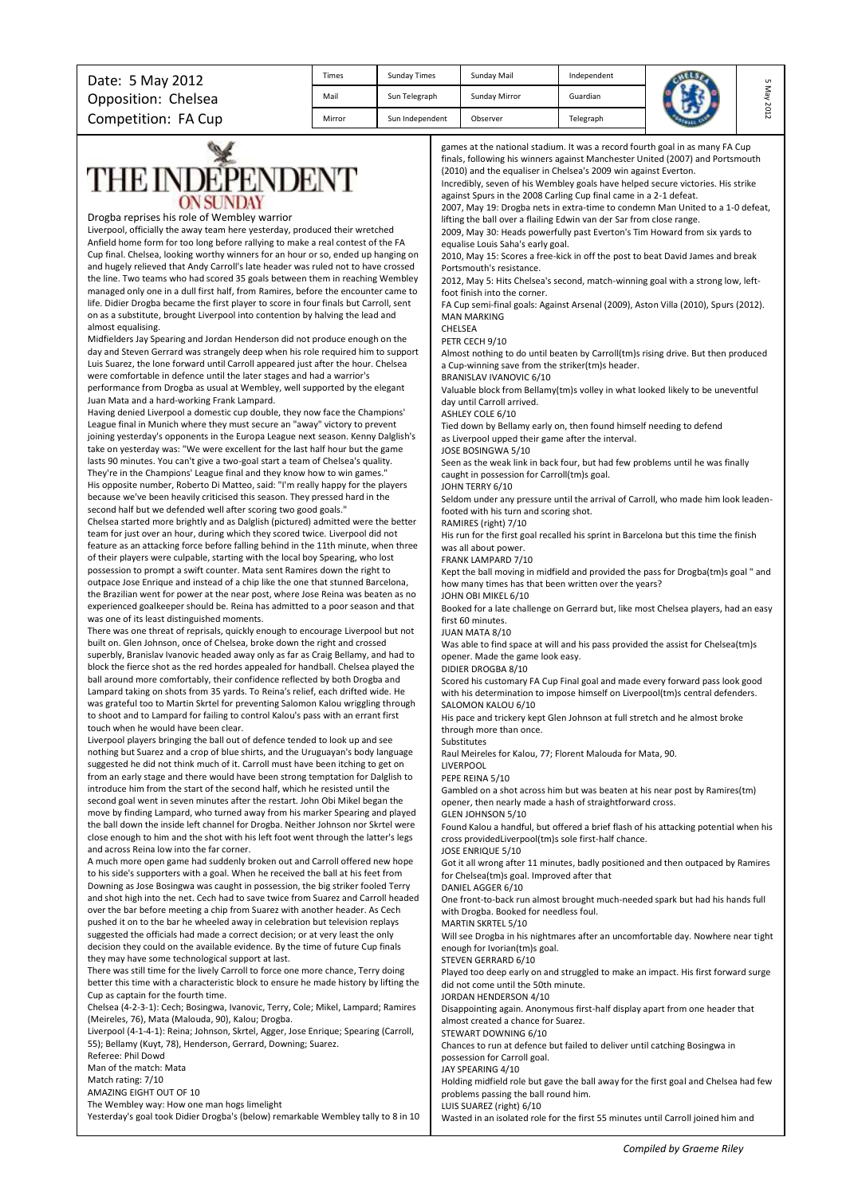Date: 5 May 2012
Opposition: Chelsea
Competition: FA Cup

| Times | Sunday Times | Sunday Mail | Independent |
|---|---|---|---|
| Mail | Sun Telegraph | Sunday Mirror | Guardian |
| Mirror | Sun Independent | Observer | Telegraph |

# THE INDEPENDENT ON SUNDAY

## Drogba reprises his role of Wembley warrior

Liverpool, officially the away team here yesterday, produced their wretched Anfield home form for too long before rallying to make a real contest of the FA Cup final. Chelsea, looking worthy winners for an hour or so, ended up hanging on and hugely relieved that Andy Carroll's late header was ruled not to have crossed the line. Two teams who had scored 35 goals between them in reaching Wembley managed only one in a dull first half, from Ramires, before the encounter came to life. Didier Drogba became the first player to score in four finals but Carroll, sent on as a substitute, brought Liverpool into contention by halving the lead and almost equalising.

Midfielders Jay Spearing and Jordan Henderson did not produce enough on the day and Steven Gerrard was strangely deep when his role required him to support Luis Suarez, the lone forward until Carroll appeared just after the hour. Chelsea were comfortable in defence until the later stages and had a warrior's performance from Drogba as usual at Wembley, well supported by the elegant Juan Mata and a hard-working Frank Lampard.

Having denied Liverpool a domestic cup double, they now face the Champions' League final in Munich where they must secure an "away" victory to prevent joining yesterday's opponents in the Europa League next season. Kenny Dalglish's take on yesterday was: "We were excellent for the last half hour but the game lasts 90 minutes. You can't give a two-goal start a team of Chelsea's quality. They're in the Champions' League final and they know how to win games."

His opposite number, Roberto Di Matteo, said: "I'm really happy for the players because we've been heavily criticised this season. They pressed hard in the second half but we defended well after scoring two good goals."

Chelsea started more brightly and as Dalglish (pictured) admitted were the better team for just over an hour, during which they scored twice. Liverpool did not feature as an attacking force before falling behind in the 11th minute, when three of their players were culpable, starting with the local boy Spearing, who lost possession to prompt a swift counter. Mata sent Ramires down the right to outpace Jose Enrique and instead of a chip like the one that stunned Barcelona, the Brazilian went for power at the near post, where Jose Reina was beaten as no experienced goalkeeper should be. Reina has admitted to a poor season and that was one of its least distinguished moments.

There was one threat of reprisals, quickly enough to encourage Liverpool but not built on. Glen Johnson, once of Chelsea, broke down the right and crossed superbly, Branislav Ivanovic headed away only as far as Craig Bellamy, and had to block the fierce shot as the red hordes appealed for handball. Chelsea played the ball around more comfortably, their confidence reflected by both Drogba and Lampard taking on shots from 35 yards. To Reina's relief, each drifted wide. He was grateful too to Martin Skrtel for preventing Salomon Kalou wriggling through to shoot and to Lampard for failing to control Kalou's pass with an errant first touch when he would have been clear.

Liverpool players bringing the ball out of defence tended to look up and see nothing but Suarez and a crop of blue shirts, and the Uruguayan's body language suggested he did not think much of it. Carroll must have been itching to get on from an early stage and there would have been strong temptation for Dalglish to introduce him from the start of the second half, which he resisted until the second goal went in seven minutes after the restart. John Obi Mikel began the move by finding Lampard, who turned away from his marker Spearing and played the ball down the inside left channel for Drogba. Neither Johnson nor Skrtel were close enough to him and the shot with his left foot went through the latter's legs and across Reina low into the far corner.

A much more open game had suddenly broken out and Carroll offered new hope to his side's supporters with a goal. When he received the ball at his feet from Downing as Jose Bosingwa was caught in possession, the big striker fooled Terry and shot high into the net. Cech had to save twice from Suarez and Carroll headed over the bar before meeting a chip from Suarez with another header. As Cech pushed it on to the bar he wheeled away in celebration but television replays suggested the officials had made a correct decision; or at very least the only decision they could on the available evidence. By the time of future Cup finals they may have some technological support at last.

There was still time for the lively Carroll to force one more chance, Terry doing better this time with a characteristic block to ensure he made history by lifting the Cup as captain for the fourth time.

Chelsea (4-2-3-1): Cech; Bosingwa, Ivanovic, Terry, Cole; Mikel, Lampard; Ramires (Meireles, 76), Mata (Malouda, 90), Kalou; Drogba.

Liverpool (4-1-4-1): Reina; Johnson, Skrtel, Agger, Jose Enrique; Spearing (Carroll, 55); Bellamy (Kuyt, 78), Henderson, Gerrard, Downing; Suarez.

Referee: Phil Dowd

Man of the match: Mata

Match rating: 7/10

## AMAZING EIGHT OUT OF 10

### The Wembley way: How one man hogs limelight

Yesterday's goal took Didier Drogba's (below) remarkable Wembley tally to 8 in 10 games at the national stadium. It was a record fourth goal in as many FA Cup finals, following his winners against Manchester United (2007) and Portsmouth (2010) and the equaliser in Chelsea's 2009 win against Everton.

Incredibly, seven of his Wembley goals have helped secure victories. His strike against Spurs in the 2008 Carling Cup final came in a 2-1 defeat.

2007, May 19: Drogba nets in extra-time to condemn Man United to a 1-0 defeat, lifting the ball over a flailing Edwin van der Sar from close range.

2009, May 30: Heads powerfully past Everton's Tim Howard from six yards to equalise Louis Saha's early goal.

2010, May 15: Scores a free-kick in off the post to beat David James and break Portsmouth's resistance.

2012, May 5: Hits Chelsea's second, match-winning goal with a strong low, left-foot finish into the corner.

FA Cup semi-final goals: Against Arsenal (2009), Aston Villa (2010), Spurs (2012).

## MAN MARKING

### CHELSEA

PETR CECH 9/10
Almost nothing to do until beaten by Carroll(tm)s rising drive. But then produced a Cup-winning save from the striker(tm)s header.

BRANISLAV IVANOVIC 6/10
Valuable block from Bellamy(tm)s volley in what looked likely to be uneventful day until Carroll arrived.

ASHLEY COLE 6/10
Tied down by Bellamy early on, then found himself needing to defend as Liverpool upped their game after the interval.

JOSE BOSINGWA 5/10
Seen as the weak link in back four, but had few problems until he was finally caught in possession for Carroll(tm)s goal.

JOHN TERRY 6/10
Seldom under any pressure until the arrival of Carroll, who made him look leaden-footed with his turn and scoring shot.

RAMIRES (right) 7/10
His run for the first goal recalled his sprint in Barcelona but this time the finish was all about power.

FRANK LAMPARD 7/10
Kept the ball moving in midfield and provided the pass for Drogba(tm)s goal " and how many times has that been written over the years?

JOHN OBI MIKEL 6/10
Booked for a late challenge on Gerrard but, like most Chelsea players, had an easy first 60 minutes.

JUAN MATA 8/10
Was able to find space at will and his pass provided the assist for Chelsea(tm)s opener. Made the game look easy.

DIDIER DROGBA 8/10
Scored his customary FA Cup Final goal and made every forward pass look good with his determination to impose himself on Liverpool(tm)s central defenders.

SALOMON KALOU 6/10
His pace and trickery kept Glen Johnson at full stretch and he almost broke through more than once.

Substitutes
Raul Meireles for Kalou, 77; Florent Malouda for Mata, 90.

### LIVERPOOL

PEPE REINA 5/10
Gambled on a shot across him but was beaten at his near post by Ramires(tm) opener, then nearly made a hash of straightforward cross.

GLEN JOHNSON 5/10
Found Kalou a handful, but offered a brief flash of his attacking potential when his cross providedLiverpool(tm)s sole first-half chance.

JOSE ENRIQUE 5/10
Got it all wrong after 11 minutes, badly positioned and then outpaced by Ramires for Chelsea(tm)s goal. Improved after that

DANIEL AGGER 6/10
One front-to-back run almost brought much-needed spark but had his hands full with Drogba. Booked for needless foul.

MARTIN SKRTEL 5/10
Will see Drogba in his nightmares after an uncomfortable day. Nowhere near tight enough for Ivorian(tm)s goal.

STEVEN GERRARD 6/10
Played too deep early on and struggled to make an impact. His first forward surge did not come until the 50th minute.

JORDAN HENDERSON 4/10
Disappointing again. Anonymous first-half display apart from one header that almost created a chance for Suarez.

STEWART DOWNING 6/10
Chances to run at defence but failed to deliver until catching Bosingwa in possession for Carroll goal.

JAY SPEARING 4/10
Holding midfield role but gave the ball away for the first goal and Chelsea had few problems passing the ball round him.

LUIS SUAREZ (right) 6/10
Wasted in an isolated role for the first 55 minutes until Carroll joined him and

*Compiled by Graeme Riley*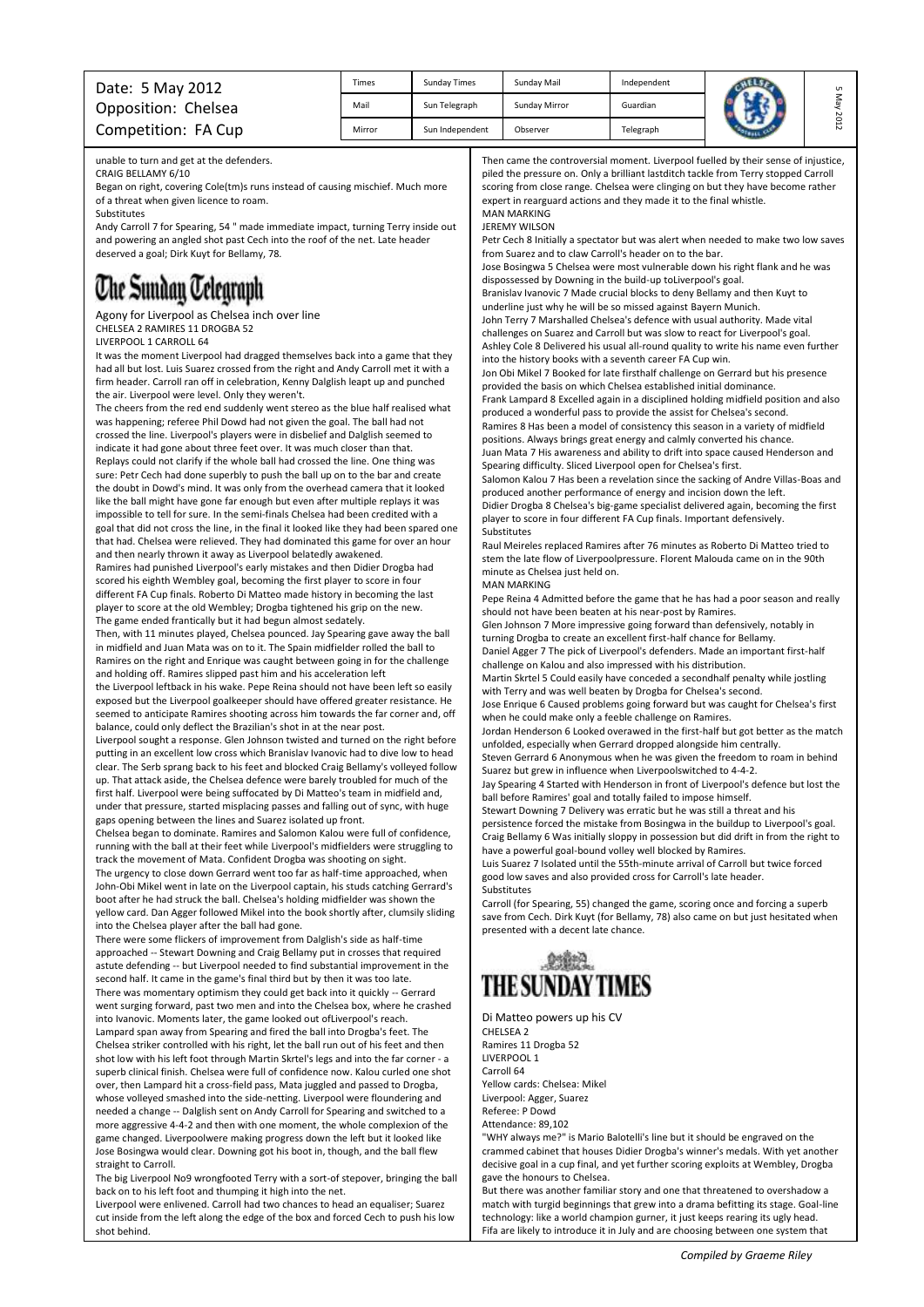Date: 5 May 2012
Opposition: Chelsea
Competition: FA Cup

| | | | |
|---|---|---|---|
| Times | Sunday Times | Sunday Mail | Independent |
| Mail | Sun Telegraph | Sunday Mirror | Guardian |
| Mirror | Sun Independent | Observer | Telegraph |

unable to turn and get at the defenders.

CRAIG BELLAMY 6/10

Began on right, covering Cole(tm)s runs instead of causing mischief. Much more of a threat when given licence to roam.

Substitutes

Andy Carroll 7 for Spearing, 54 " made immediate impact, turning Terry inside out and powering an angled shot past Cech into the roof of the net. Late header deserved a goal; Dirk Kuyt for Bellamy, 78.

# The Sunday Telegraph

Agony for Liverpool as Chelsea inch over line

CHELSEA 2 RAMIRES 11 DROGBA 52

LIVERPOOL 1 CARROLL 64

It was the moment Liverpool had dragged themselves back into a game that they had all but lost. Luis Suarez crossed from the right and Andy Carroll met it with a firm header. Carroll ran off in celebration, Kenny Dalglish leapt up and punched the air. Liverpool were level. Only they weren't.

The cheers from the red end suddenly went stereo as the blue half realised what was happening; referee Phil Dowd had not given the goal. The ball had not crossed the line. Liverpool's players were in disbelief and Dalglish seemed to indicate it had gone about three feet over. It was much closer than that. Replays could not clarify if the whole ball had crossed the line. One thing was sure: Petr Cech had done superbly to push the ball up on to the bar and create the doubt in Dowd's mind. It was only from the overhead camera that it looked like the ball might have gone far enough but even after multiple replays it was impossible to tell for sure. In the semi-finals Chelsea had been credited with a goal that did not cross the line, in the final it looked like they had been spared one that had. Chelsea were relieved. They had dominated this game for over an hour and then nearly thrown it away as Liverpool belatedly awakened.

Ramires had punished Liverpool's early mistakes and then Didier Drogba had scored his eighth Wembley goal, becoming the first player to score in four different FA Cup finals. Roberto Di Matteo made history in becoming the last player to score at the old Wembley; Drogba tightened his grip on the new. The game ended frantically but it had begun almost sedately.

Then, with 11 minutes played, Chelsea pounced. Jay Spearing gave away the ball in midfield and Juan Mata was on to it. The Spain midfielder rolled the ball to Ramires on the right and Enrique was caught between going in for the challenge and holding off. Ramires slipped past him and his acceleration left the Liverpool leftback in his wake. Pepe Reina should not have been left so easily exposed but the Liverpool goalkeeper should have offered greater resistance. He seemed to anticipate Ramires shooting across him towards the far corner and, off balance, could only deflect the Brazilian's shot in at the near post.

Liverpool sought a response. Glen Johnson twisted and turned on the right before putting in an excellent low cross which Branislav Ivanovic had to dive low to head clear. The Serb sprang back to his feet and blocked Craig Bellamy's volleyed follow up. That attack aside, the Chelsea defence were barely troubled for much of the first half. Liverpool were being suffocated by Di Matteo's team in midfield and, under that pressure, started misplacing passes and falling out of sync, with huge gaps opening between the lines and Suarez isolated up front.

Chelsea began to dominate. Ramires and Salomon Kalou were full of confidence, running with the ball at their feet while Liverpool's midfielders were struggling to track the movement of Mata. Confident Drogba was shooting on sight.

The urgency to close down Gerrard went too far as half-time approached, when John-Obi Mikel went in late on the Liverpool captain, his studs catching Gerrard's boot after he had struck the ball. Chelsea's holding midfielder was shown the yellow card. Dan Agger followed Mikel into the book shortly after, clumsily sliding into the Chelsea player after the ball had gone.

There were some flickers of improvement from Dalglish's side as half-time approached -- Stewart Downing and Craig Bellamy put in crosses that required astute defending -- but Liverpool needed to find substantial improvement in the second half. It came in the game's final third but by then it was too late.

There was momentary optimism they could get back into it quickly -- Gerrard went surging forward, past two men and into the Chelsea box, where he crashed into Ivanovic. Moments later, the game looked out ofLiverpool's reach.

Lampard span away from Spearing and fired the ball into Drogba's feet. The Chelsea striker controlled with his right, let the ball run out of his feet and then shot low with his left foot through Martin Skrtel's legs and into the far corner - a superb clinical finish. Chelsea were full of confidence now. Kalou curled one shot over, then Lampard hit a cross-field pass, Mata juggled and passed to Drogba, whose volleyed smashed into the side-netting. Liverpool were floundering and needed a change -- Dalglish sent on Andy Carroll for Spearing and switched to a more aggressive 4-4-2 and then with one moment, the whole complexion of the game changed. Liverpoolwere making progress down the left but it looked like Jose Bosingwa would clear. Downing got his boot in, though, and the ball flew straight to Carroll.

The big Liverpool No9 wrongfooted Terry with a sort-of stepover, bringing the ball back on to his left foot and thumping it high into the net.

Liverpool were enlivened. Carroll had two chances to head an equaliser; Suarez cut inside from the left along the edge of the box and forced Cech to push his low shot behind.

Then came the controversial moment. Liverpool fuelled by their sense of injustice, piled the pressure on. Only a brilliant lastditch tackle from Terry stopped Carroll scoring from close range. Chelsea were clinging on but they have become rather expert in rearguard actions and they made it to the final whistle.

MAN MARKING

JEREMY WILSON

Petr Cech 8 Initially a spectator but was alert when needed to make two low saves from Suarez and to claw Carroll's header on to the bar.

Jose Bosingwa 5 Chelsea were most vulnerable down his right flank and he was dispossessed by Downing in the build-up toLiverpool's goal.

Branislav Ivanovic 7 Made crucial blocks to deny Bellamy and then Kuyt to underline just why he will be so missed against Bayern Munich.

John Terry 7 Marshalled Chelsea's defence with usual authority. Made vital challenges on Suarez and Carroll but was slow to react for Liverpool's goal.

Ashley Cole 8 Delivered his usual all-round quality to write his name even further into the history books with a seventh career FA Cup win.

Jon Obi Mikel 7 Booked for late firsthalf challenge on Gerrard but his presence provided the basis on which Chelsea established initial dominance.

Frank Lampard 8 Excelled again in a disciplined holding midfield position and also produced a wonderful pass to provide the assist for Chelsea's second.

Ramires 8 Has been a model of consistency this season in a variety of midfield positions. Always brings great energy and calmly converted his chance.

Juan Mata 7 His awareness and ability to drift into space caused Henderson and Spearing difficulty. Sliced Liverpool open for Chelsea's first.

Salomon Kalou 7 Has been a revelation since the sacking of Andre Villas-Boas and produced another performance of energy and incision down the left.

Didier Drogba 8 Chelsea's big-game specialist delivered again, becoming the first player to score in four different FA Cup finals. Important defensively.

Substitutes

Raul Meireles replaced Ramires after 76 minutes as Roberto Di Matteo tried to stem the late flow of Liverpoolpressure. Florent Malouda came on in the 90th minute as Chelsea just held on.

MAN MARKING

Pepe Reina 4 Admitted before the game that he has had a poor season and really should not have been beaten at his near-post by Ramires.

Glen Johnson 7 More impressive going forward than defensively, notably in turning Drogba to create an excellent first-half chance for Bellamy.

Daniel Agger 7 The pick of Liverpool's defenders. Made an important first-half challenge on Kalou and also impressed with his distribution.

Martin Skrtel 5 Could easily have conceded a secondhalf penalty while jostling with Terry and was well beaten by Drogba for Chelsea's second.

Jose Enrique 6 Caused problems going forward but was caught for Chelsea's first when he could make only a feeble challenge on Ramires.

Jordan Henderson 6 Looked overawed in the first-half but got better as the match unfolded, especially when Gerrard dropped alongside him centrally.

Steven Gerrard 6 Anonymous when he was given the freedom to roam in behind Suarez but grew in influence when Liverpoolswitched to 4-4-2.

Jay Spearing 4 Started with Henderson in front of Liverpool's defence but lost the ball before Ramires' goal and totally failed to impose himself.

Stewart Downing 7 Delivery was erratic but he was still a threat and his persistence forced the mistake from Bosingwa in the buildup to Liverpool's goal.

Craig Bellamy 6 Was initially sloppy in possession but did drift in from the right to have a powerful goal-bound volley well blocked by Ramires.

Luis Suarez 7 Isolated until the 55th-minute arrival of Carroll but twice forced good low saves and also provided cross for Carroll's late header.

Substitutes

Carroll (for Spearing, 55) changed the game, scoring once and forcing a superb save from Cech. Dirk Kuyt (for Bellamy, 78) also came on but just hesitated when presented with a decent late chance.

# THE SUNDAY TIMES

Di Matteo powers up his CV

CHELSEA 2

Ramires 11 Drogba 52

LIVERPOOL 1

Carroll 64

Yellow cards: Chelsea: Mikel

Liverpool: Agger, Suarez

Referee: P Dowd

Attendance: 89,102

"WHY always me?" is Mario Balotelli's line but it should be engraved on the crammed cabinet that houses Didier Drogba's winner's medals. With yet another decisive goal in a cup final, and yet further scoring exploits at Wembley, Drogba gave the honours to Chelsea.

But there was another familiar story and one that threatened to overshadow a match with turgid beginnings that grew into a drama befitting its stage. Goal-line technology: like a world champion gurner, it just keeps rearing its ugly head. Fifa are likely to introduce it in July and are choosing between one system that

Compiled by Graeme Riley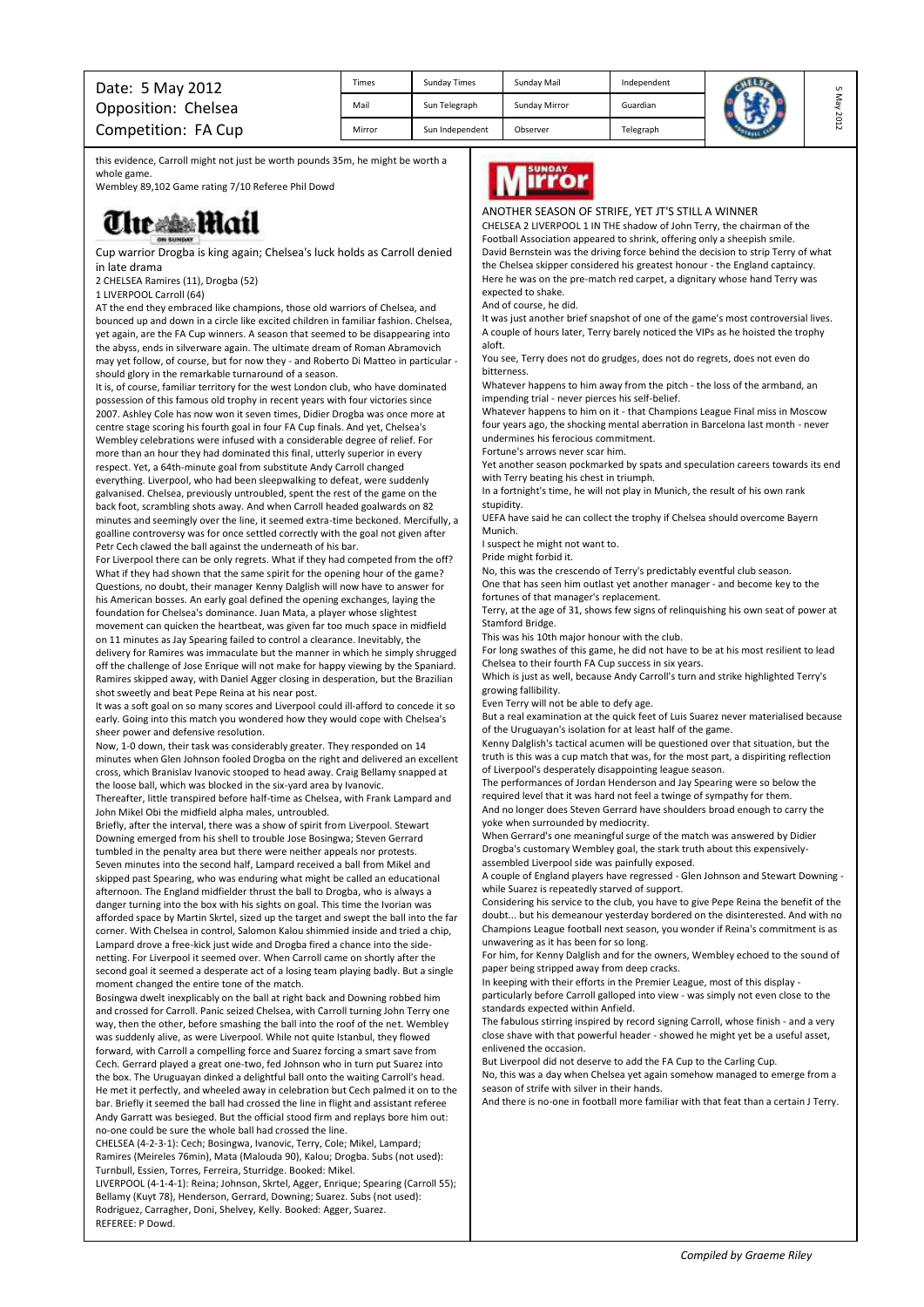Date: 5 May 2012
Opposition: Chelsea
Competition: FA Cup

| | | | |
|---|---|---|---|
| Times | Sunday Times | Sunday Mail | Independent |
| Mail | Sun Telegraph | Sunday Mirror | Guardian |
| Mirror | Sun Independent | Observer | Telegraph |

this evidence, Carroll might not just be worth pounds 35m, he might be worth a whole game.

Wembley 89,102 Game rating 7/10 Referee Phil Dowd

## The Mail on Sunday

Cup warrior Drogba is king again; Chelsea's luck holds as Carroll denied in late drama

2 CHELSEA Ramires (11), Drogba (52)
1 LIVERPOOL Carroll (64)

AT the end they embraced like champions, those old warriors of Chelsea, and bounced up and down in a circle like excited children in familiar fashion. Chelsea, yet again, are the FA Cup winners. A season that seemed to be disappearing into the abyss, ends in silverware again. The ultimate dream of Roman Abramovich may yet follow, of course, but for now they - and Roberto Di Matteo in particular - should glory in the remarkable turnaround of a season.

It is, of course, familiar territory for the west London club, who have dominated possession of this famous old trophy in recent years with four victories since 2007. Ashley Cole has now won it seven times, Didier Drogba was once more at centre stage scoring his fourth goal in four FA Cup finals. And yet, Chelsea's Wembley celebrations were infused with a considerable degree of relief. For more than an hour they had dominated this final, utterly superior in every respect. Yet, a 64th-minute goal from substitute Andy Carroll changed everything. Liverpool, who had been sleepwalking to defeat, were suddenly galvanised. Chelsea, previously untroubled, spent the rest of the game on the back foot, scrambling shots away. And when Carroll headed goalwards on 82 minutes and seemingly over the line, it seemed extra-time beckoned. Mercifully, a goalline controversy was for once settled correctly with the goal not given after Petr Cech clawed the ball against the underneath of his bar.

For Liverpool there can be only regrets. What if they had competed from the off? What if they had shown that the same spirit for the opening hour of the game? Questions, no doubt, their manager Kenny Dalglish will now have to answer for his American bosses. An early goal defined the opening exchanges, laying the foundation for Chelsea's dominance. Juan Mata, a player whose slightest movement can quicken the heartbeat, was given far too much space in midfield on 11 minutes as Jay Spearing failed to control a clearance. Inevitably, the delivery for Ramires was immaculate but the manner in which he simply shrugged off the challenge of Jose Enrique will not make for happy viewing by the Spaniard. Ramires skipped away, with Daniel Agger closing in desperation, but the Brazilian shot sweetly and beat Pepe Reina at his near post.

It was a soft goal on so many scores and Liverpool could ill-afford to concede it so early. Going into this match you wondered how they would cope with Chelsea's sheer power and defensive resolution.

Now, 1-0 down, their task was considerably greater. They responded on 14 minutes when Glen Johnson fooled Drogba on the right and delivered an excellent cross, which Branislav Ivanovic stooped to head away. Craig Bellamy snapped at the loose ball, which was blocked in the six-yard area by Ivanovic.

Thereafter, little transpired before half-time as Chelsea, with Frank Lampard and John Mikel Obi the midfield alpha males, untroubled.

Briefly, after the interval, there was a show of spirit from Liverpool. Stewart Downing emerged from his shell to trouble Jose Bosingwa; Steven Gerrard tumbled in the penalty area but there were neither appeals nor protests.

Seven minutes into the second half, Lampard received a ball from Mikel and skipped past Spearing, who was enduring what might be called an educational afternoon. The England midfielder thrust the ball to Drogba, who is always a danger turning into the box with his sights on goal. This time the Ivorian was afforded space by Martin Skrtel, sized up the target and swept the ball into the far corner. With Chelsea in control, Salomon Kalou shimmied inside and tried a chip, Lampard drove a free-kick just wide and Drogba fired a chance into the side-netting. For Liverpool it seemed over. When Carroll came on shortly after the second goal it seemed a desperate act of a losing team playing badly. But a single moment changed the entire tone of the match.

Bosingwa dwelt inexplicably on the ball at right back and Downing robbed him and crossed for Carroll. Panic seized Chelsea, with Carroll turning John Terry one way, then the other, before smashing the ball into the roof of the net. Wembley was suddenly alive, as were Liverpool. While not quite Istanbul, they flowed forward, with Carroll a compelling force and Suarez forcing a smart save from Cech. Gerrard played a great one-two, fed Johnson who in turn put Suarez into the box. The Uruguayan dinked a delightful ball onto the waiting Carroll's head. He met it perfectly, and wheeled away in celebration but Cech palmed it on to the bar. Briefly it seemed the ball had crossed the line in flight and assistant referee Andy Garratt was besieged. But the official stood firm and replays bore him out: no-one could be sure the whole ball had crossed the line.

CHELSEA (4-2-3-1): Cech; Bosingwa, Ivanovic, Terry, Cole; Mikel, Lampard; Ramires (Meireles 76min), Mata (Malouda 90), Kalou; Drogba. Subs (not used): Turnbull, Essien, Torres, Ferreira, Sturridge. Booked: Mikel.

LIVERPOOL (4-1-4-1): Reina; Johnson, Skrtel, Agger, Enrique; Spearing (Carroll 55); Bellamy (Kuyt 78), Henderson, Gerrard, Downing; Suarez. Subs (not used): Rodriguez, Carragher, Doni, Shelvey, Kelly. Booked: Agger, Suarez.

REFEREE: P Dowd.

## Sunday Mirror

ANOTHER SEASON OF STRIFE, YET JT'S STILL A WINNER

CHELSEA 2 LIVERPOOL 1 IN THE shadow of John Terry, the chairman of the Football Association appeared to shrink, offering only a sheepish smile.

David Bernstein was the driving force behind the decision to strip Terry of what the Chelsea skipper considered his greatest honour - the England captaincy.

Here he was on the pre-match red carpet, a dignitary whose hand Terry was expected to shake.

And of course, he did.

It was just another brief snapshot of one of the game's most controversial lives.

A couple of hours later, Terry barely noticed the VIPs as he hoisted the trophy aloft.

You see, Terry does not do grudges, does not do regrets, does not even do bitterness.

Whatever happens to him away from the pitch - the loss of the armband, an impending trial - never pierces his self-belief.

Whatever happens to him on it - that Champions League Final miss in Moscow four years ago, the shocking mental aberration in Barcelona last month - never undermines his ferocious commitment.

Fortune's arrows never scar him.

Yet another season pockmarked by spats and speculation careers towards its end with Terry beating his chest in triumph.

In a fortnight's time, he will not play in Munich, the result of his own rank stupidity.

UEFA have said he can collect the trophy if Chelsea should overcome Bayern Munich.

I suspect he might not want to.

Pride might forbid it.

No, this was the crescendo of Terry's predictably eventful club season.

One that has seen him outlast yet another manager - and become key to the fortunes of that manager's replacement.

Terry, at the age of 31, shows few signs of relinquishing his own seat of power at Stamford Bridge.

This was his 10th major honour with the club.

For long swathes of this game, he did not have to be at his most resilient to lead Chelsea to their fourth FA Cup success in six years.

Which is just as well, because Andy Carroll's turn and strike highlighted Terry's growing fallibility.

Even Terry will not be able to defy age.

But a real examination at the quick feet of Luis Suarez never materialised because of the Uruguayan's isolation for at least half of the game.

Kenny Dalglish's tactical acumen will be questioned over that situation, but the truth is this was a cup match that was, for the most part, a dispiriting reflection of Liverpool's desperately disappointing league season.

The performances of Jordan Henderson and Jay Spearing were so below the required level that it was hard not feel a twinge of sympathy for them.

And no longer does Steven Gerrard have shoulders broad enough to carry the yoke when surrounded by mediocrity.

When Gerrard's one meaningful surge of the match was answered by Didier Drogba's customary Wembley goal, the stark truth about this expensively-assembled Liverpool side was painfully exposed.

A couple of England players have regressed - Glen Johnson and Stewart Downing - while Suarez is repeatedly starved of support.

Considering his service to the club, you have to give Pepe Reina the benefit of the doubt... but his demeanour yesterday bordered on the disinterested. And with no Champions League football next season, you wonder if Reina's commitment is as unwavering as it has been for so long.

For him, for Kenny Dalglish and for the owners, Wembley echoed to the sound of paper being stripped away from deep cracks.

In keeping with their efforts in the Premier League, most of this display - particularly before Carroll galloped into view - was simply not even close to the standards expected within Anfield.

The fabulous stirring inspired by record signing Carroll, whose finish - and a very close shave with that powerful header - showed he might yet be a useful asset, enlivened the occasion.

But Liverpool did not deserve to add the FA Cup to the Carling Cup.

No, this was a day when Chelsea yet again somehow managed to emerge from a season of strife with silver in their hands.

And there is no-one in football more familiar with that feat than a certain J Terry.

*Compiled by Graeme Riley*